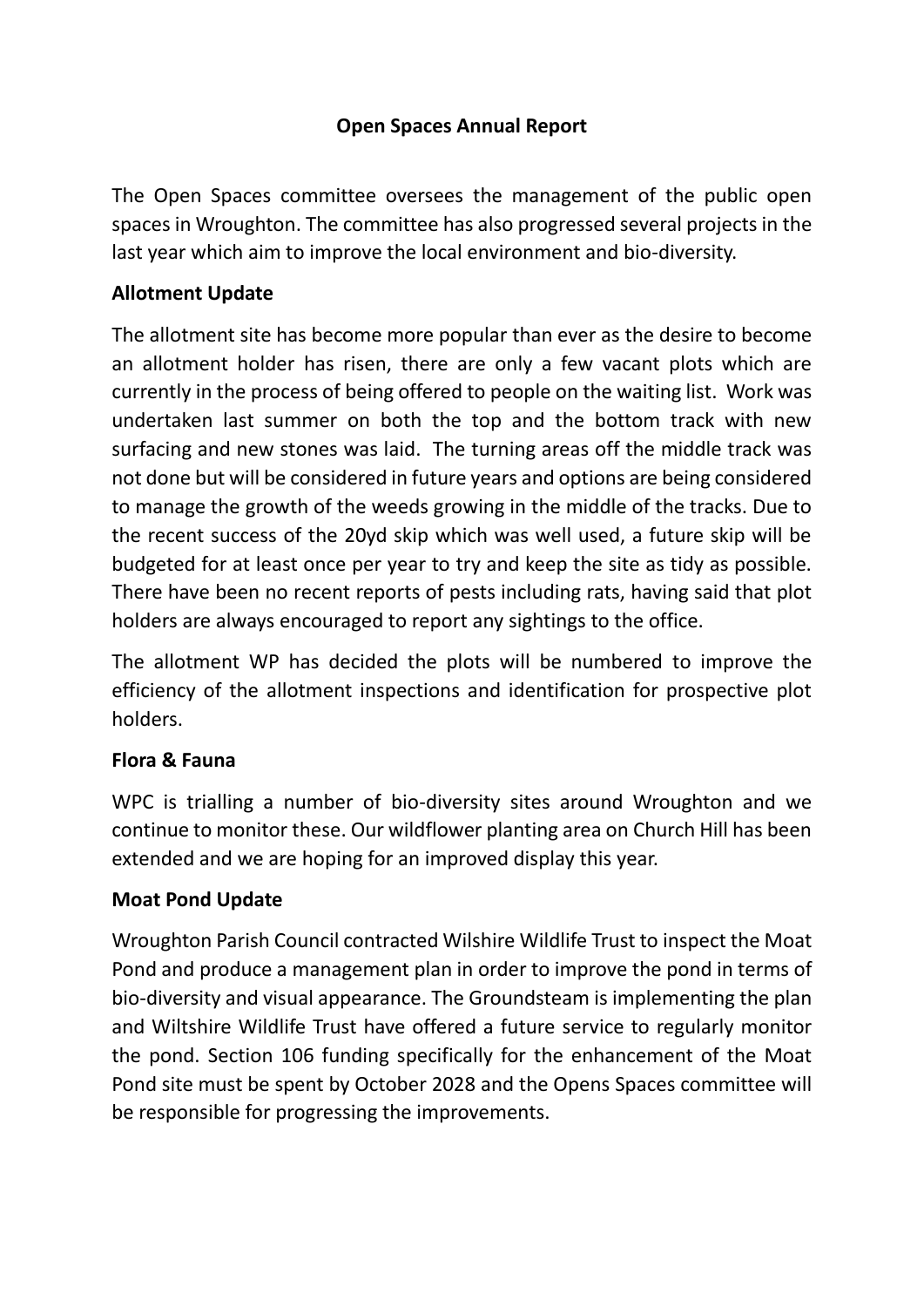# Open Spaces Annual Report

The Open Spaces committee oversees the management of the public open spaces in Wroughton. The committee has also progressed several projects in the last year which aim to improve the local environment and bio-diversity.

## Allotment Update

The allotment site has become more popular than ever as the desire to become an allotment holder has risen, there are only a few vacant plots which are currently in the process of being offered to people on the waiting list. Work was undertaken last summer on both the top and the bottom track with new surfacing and new stones was laid. The turning areas off the middle track was not done but will be considered in future years and options are being considered to manage the growth of the weeds growing in the middle of the tracks. Due to the recent success of the 20yd skip which was well used, a future skip will be budgeted for at least once per year to try and keep the site as tidy as possible. There have been no recent reports of pests including rats, having said that plot holders are always encouraged to report any sightings to the office.

The allotment WP has decided the plots will be numbered to improve the efficiency of the allotment inspections and identification for prospective plot holders.

## Flora & Fauna

WPC is trialling a number of bio-diversity sites around Wroughton and we continue to monitor these. Our wildflower planting area on Church Hill has been extended and we are hoping for an improved display this year.

## Moat Pond Update

Wroughton Parish Council contracted Wilshire Wildlife Trust to inspect the Moat Pond and produce a management plan in order to improve the pond in terms of bio-diversity and visual appearance. The Groundsteam is implementing the plan and Wiltshire Wildlife Trust have offered a future service to regularly monitor the pond. Section 106 funding specifically for the enhancement of the Moat Pond site must be spent by October 2028 and the Opens Spaces committee will be responsible for progressing the improvements.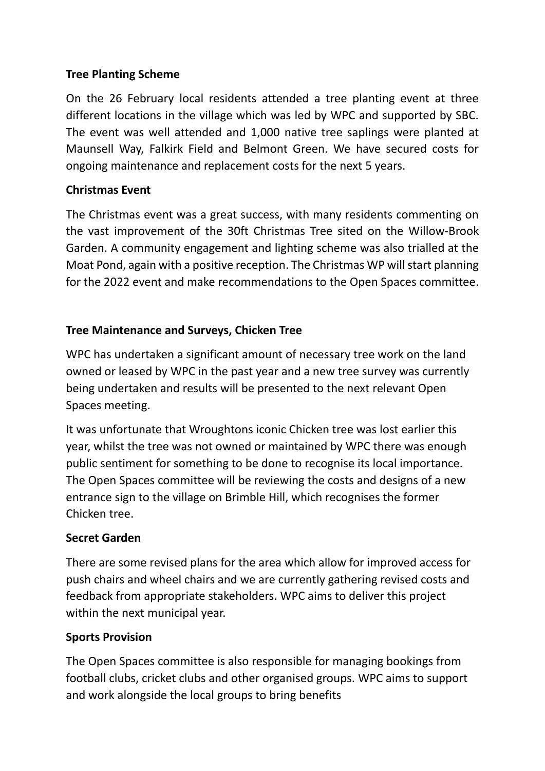**Tree Planting Scheme**

On the 26 February local residents attended a tree planting event at three different locations in the village which was led by WPC and supported by SBC. The event was well attended and 1,000 native tree saplings were planted at Maunsell Way, Falkirk Field and Belmont Green. We have secured costs for ongoing maintenance and replacement costs for the next 5 years.

**Christmas Event**

The Christmas event was a great success, with many residents commenting on the vast improvement of the 30ft Christmas Tree sited on the Willow-Brook Garden. A community engagement and lighting scheme was also trialled at the Moat Pond, again with a positive reception. The Christmas WP will start planning for the 2022 event and make recommendations to the Open Spaces committee.

**Tree Maintenance and Surveys, Chicken Tree**

WPC has undertaken a significant amount of necessary tree work on the land owned or leased by WPC in the past year and a new tree survey was currently being undertaken and results will be presented to the next relevant Open Spaces meeting.

It was unfortunate that Wroughtons iconic Chicken tree was lost earlier this year, whilst the tree was not owned or maintained by WPC there was enough public sentiment for something to be done to recognise its local importance. The Open Spaces committee will be reviewing the costs and designs of a new entrance sign to the village on Brimble Hill, which recognises the former Chicken tree.

**Secret Garden**

There are some revised plans for the area which allow for improved access for push chairs and wheel chairs and we are currently gathering revised costs and feedback from appropriate stakeholders. WPC aims to deliver this project within the next municipal year.

**Sports Provision**

The Open Spaces committee is also responsible for managing bookings from football clubs, cricket clubs and other organised groups. WPC aims to support and work alongside the local groups to bring benefits